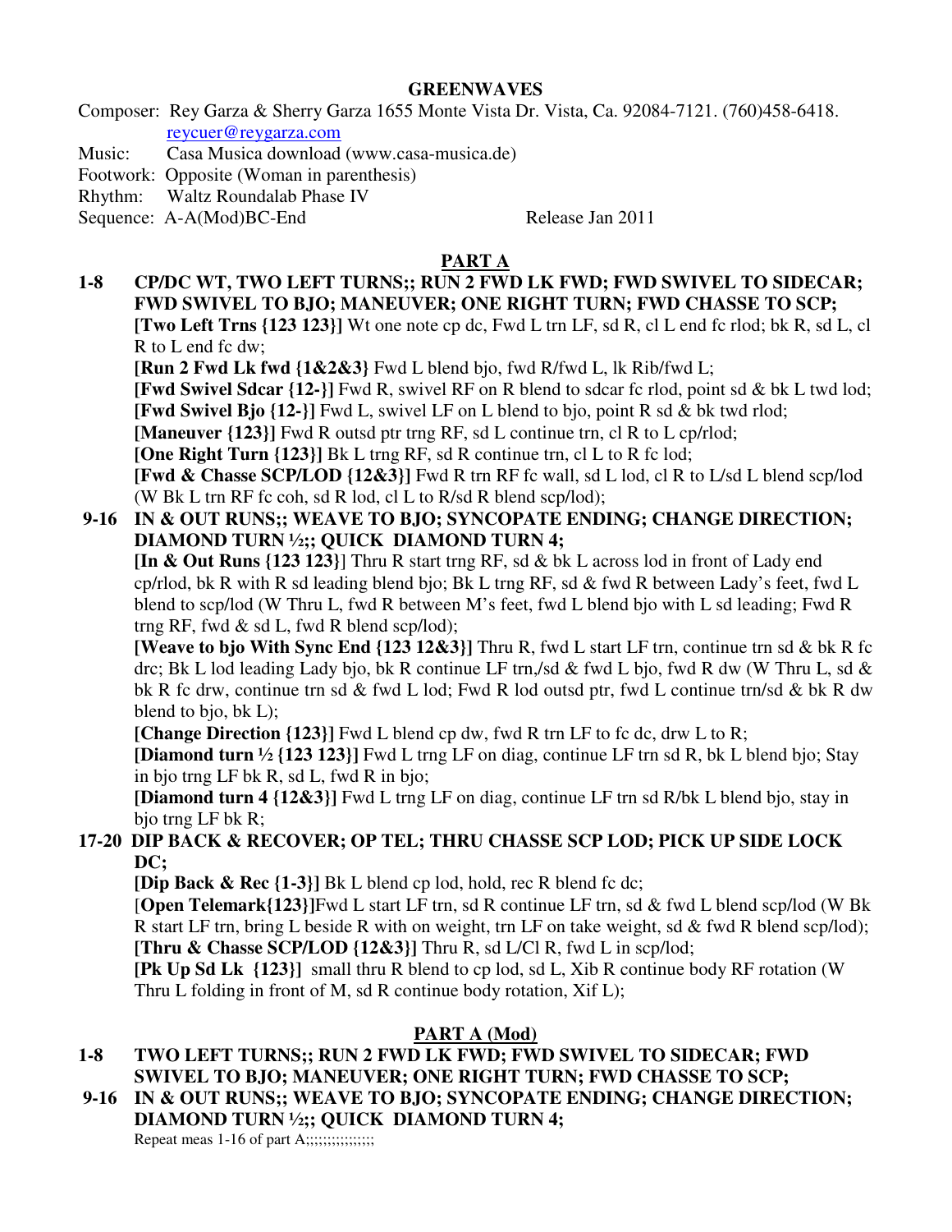# GREENWAVES

Composer: Rey Garza & Sherry Garza 1655 Monte Vista Dr. Vista, Ca. 92084-7121. (760)458-6418. reycuer@reygarza.com

Music: Casa Musica download (www.casa-musica.de)

Footwork: Opposite (Woman in parenthesis)

Rhythm: Waltz Roundalab Phase IV

Sequence: A-A(Mod)BC-End Release Jan 2011

## PART A

**1-8 CP/DC WT, TWO LEFT TURNS;; RUN 2 FWD LK FWD; FWD SWIVEL TO SIDECAR; FWD SWIVEL TO BJO; MANEUVER; ONE RIGHT TURN; FWD CHASSE TO SCP;**

**[Two Left Trns {123 123}]** Wt one note cp dc, Fwd L trn LF, sd R, cl L end fc rlod; bk R, sd L, cl R to L end fc dw;

**[Run 2 Fwd Lk fwd {1&2&3}** Fwd L blend bjo, fwd R/fwd L, lk Rib/fwd L;

**[Fwd Swivel Sdcar {12-}]** Fwd R, swivel RF on R blend to sdcar fc rlod, point sd & bk L twd lod;

**[Fwd Swivel Bjo {12-}]** Fwd L, swivel LF on L blend to bjo, point R sd & bk twd rlod;

**[Maneuver {123}]** Fwd R outsd ptr trng RF, sd L continue trn, cl R to L cp/rlod;

**[One Right Turn {123}]** Bk L trng RF, sd R continue trn, cl L to R fc lod;

**[Fwd & Chasse SCP/LOD {12&3}]** Fwd R trn RF fc wall, sd L lod, cl R to L/sd L blend scp/lod (W Bk L trn RF fc coh, sd R lod, cl L to R/sd R blend scp/lod);

**9-16 IN & OUT RUNS;; WEAVE TO BJO; SYNCOPATE ENDING; CHANGE DIRECTION; DIAMOND TURN ½;; QUICK DIAMOND TURN 4;**

**[In & Out Runs {123 123}]** Thru R start trng RF, sd & bk L across lod in front of Lady end cp/rlod, bk R with R sd leading blend bjo; Bk L trng RF, sd & fwd R between Lady's feet, fwd L blend to scp/lod (W Thru L, fwd R between M's feet, fwd L blend bjo with L sd leading; Fwd R trng RF, fwd & sd L, fwd R blend scp/lod);

**[Weave to bjo With Sync End {123 12&3}]** Thru R, fwd L start LF trn, continue trn sd & bk R fc drc; Bk L lod leading Lady bjo, bk R continue LF trn,/sd & fwd L bjo, fwd R dw (W Thru L, sd & bk R fc drw, continue trn sd & fwd L lod; Fwd R lod outsd ptr, fwd L continue trn/sd & bk R dw blend to bjo, bk L);

**[Change Direction {123}]** Fwd L blend cp dw, fwd R trn LF to fc dc, drw L to R;

**[Diamond turn ½ {123 123}]** Fwd L trng LF on diag, continue LF trn sd R, bk L blend bjo; Stay in bjo trng LF bk R, sd L, fwd R in bjo;

**[Diamond turn 4 {12&3}]** Fwd L trng LF on diag, continue LF trn sd R/bk L blend bjo, stay in bjo trng LF bk R;

**17-20 DIP BACK & RECOVER; OP TEL; THRU CHASSE SCP LOD; PICK UP SIDE LOCK DC;**

**[Dip Back & Rec {1-3}]** Bk L blend cp lod, hold, rec R blend fc dc;

[**Open Telemark{123}]**Fwd L start LF trn, sd R continue LF trn, sd & fwd L blend scp/lod (W Bk R start LF trn, bring L beside R with on weight, trn LF on take weight, sd & fwd R blend scp/lod);

**[Thru & Chasse SCP/LOD {12&3}]** Thru R, sd L/Cl R, fwd L in scp/lod;

**[Pk Up Sd Lk {123}]** small thru R blend to cp lod, sd L, Xib R continue body RF rotation (W Thru L folding in front of M, sd R continue body rotation, Xif L);

## PART A (Mod)

**1-8 TWO LEFT TURNS;; RUN 2 FWD LK FWD; FWD SWIVEL TO SIDECAR; FWD SWIVEL TO BJO; MANEUVER; ONE RIGHT TURN; FWD CHASSE TO SCP;**

**9-16 IN & OUT RUNS;; WEAVE TO BJO; SYNCOPATE ENDING; CHANGE DIRECTION; DIAMOND TURN ½;; QUICK DIAMOND TURN 4;**

Repeat meas 1-16 of part A;;;;;;;;;;;;;;;;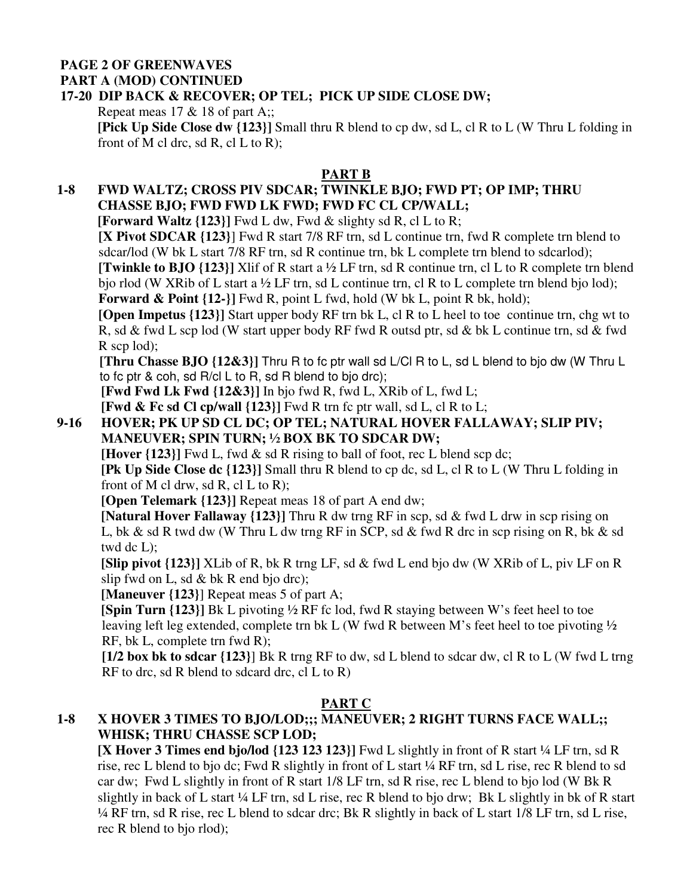**PAGE 2 OF GREENWAVES**

**PART A (MOD) CONTINUED**

**17-20 DIP BACK & RECOVER; OP TEL; PICK UP SIDE CLOSE DW;**

Repeat meas 17 & 18 of part A;;

**[Pick Up Side Close dw {123}]** Small thru R blend to cp dw, sd L, cl R to L (W Thru L folding in front of M cl drc, sd R, cl L to R);

## PART B

**1-8 FWD WALTZ; CROSS PIV SDCAR; TWINKLE BJO; FWD PT; OP IMP; THRU CHASSE BJO; FWD FWD LK FWD; FWD FC CL CP/WALL;**

**[Forward Waltz {123}]** Fwd L dw, Fwd & slighty sd R, cl L to R;

**[X Pivot SDCAR {123}]** Fwd R start 7/8 RF trn, sd L continue trn, fwd R complete trn blend to sdcar/lod (W bk L start 7/8 RF trn, sd R continue trn, bk L complete trn blend to sdcarlod);

**[Twinkle to BJO {123}]** Xlif of R start a ½ LF trn, sd R continue trn, cl L to R complete trn blend bjo rlod (W XRib of L start a ½ LF trn, sd L continue trn, cl R to L complete trn blend bjo lod);

**Forward & Point {12-}]** Fwd R, point L fwd, hold (W bk L, point R bk, hold);

**[Open Impetus {123}]** Start upper body RF trn bk L, cl R to L heel to toe continue trn, chg wt to R, sd & fwd L scp lod (W start upper body RF fwd R outsd ptr, sd & bk L continue trn, sd & fwd R scp lod);

**[Thru Chasse BJO {12&3}]** Thru R to fc ptr wall sd L/Cl R to L, sd L blend to bjo dw (W Thru L to fc ptr & coh, sd R/cl L to R, sd R blend to bjo drc);

**[Fwd Fwd Lk Fwd {12&3}]** In bjo fwd R, fwd L, XRib of L, fwd L;

**[Fwd & Fc sd Cl cp/wall {123}]** Fwd R trn fc ptr wall, sd L, cl R to L;

**9-16 HOVER; PK UP SD CL DC; OP TEL; NATURAL HOVER FALLAWAY; SLIP PIV; MANEUVER; SPIN TURN; ½ BOX BK TO SDCAR DW;**

**[Hover {123}]** Fwd L, fwd & sd R rising to ball of foot, rec L blend scp dc;

**[Pk Up Side Close dc {123}]** Small thru R blend to cp dc, sd L, cl R to L (W Thru L folding in front of M cl drw, sd R, cl L to R);

**[Open Telemark {123}]** Repeat meas 18 of part A end dw;

**[Natural Hover Fallaway {123}]** Thru R dw trng RF in scp, sd & fwd L drw in scp rising on L, bk & sd R twd dw (W Thru L dw trng RF in SCP, sd & fwd R drc in scp rising on R, bk & sd twd dc L);

**[Slip pivot {123}]** XLib of R, bk R trng LF, sd & fwd L end bjo dw (W XRib of L, piv LF on R slip fwd on L, sd & bk R end bjo drc);

**[Maneuver {123}]** Repeat meas 5 of part A;

**[Spin Turn {123}]** Bk L pivoting ½ RF fc lod, fwd R staying between W's feet heel to toe leaving left leg extended, complete trn bk L (W fwd R between M's feet heel to toe pivoting ½ RF, bk L, complete trn fwd R);

**[1/2 box bk to sdcar {123}]** Bk R trng RF to dw, sd L blend to sdcar dw, cl R to L (W fwd L trng RF to drc, sd R blend to sdcard drc, cl L to R)

## PART C

**1-8 X HOVER 3 TIMES TO BJO/LOD;;; MANEUVER; 2 RIGHT TURNS FACE WALL;; WHISK; THRU CHASSE SCP LOD;**

**[X Hover 3 Times end bjo/lod {123 123 123}]** Fwd L slightly in front of R start ¼ LF trn, sd R rise, rec L blend to bjo dc; Fwd R slightly in front of L start ¼ RF trn, sd L rise, rec R blend to sd car dw; Fwd L slightly in front of R start 1/8 LF trn, sd R rise, rec L blend to bjo lod (W Bk R slightly in back of L start ¼ LF trn, sd L rise, rec R blend to bjo drw; Bk L slightly in bk of R start ¼ RF trn, sd R rise, rec L blend to sdcar drc; Bk R slightly in back of L start 1/8 LF trn, sd L rise, rec R blend to bjo rlod);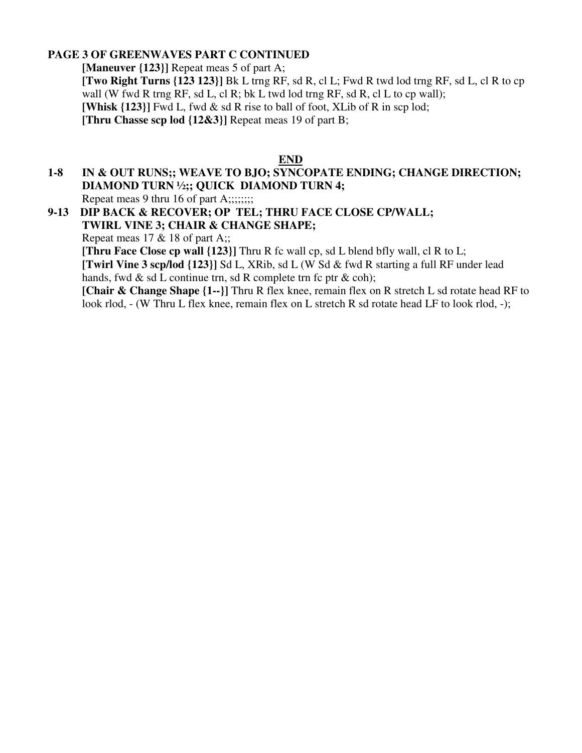**PAGE 3 OF GREENWAVES PART C CONTINUED**

**[Maneuver {123}]** Repeat meas 5 of part A;

**[Two Right Turns {123 123}]** Bk L trng RF, sd R, cl L; Fwd R twd lod trng RF, sd L, cl R to cp wall (W fwd R trng RF, sd L, cl R; bk L twd lod trng RF, sd R, cl L to cp wall);

**[Whisk {123}]** Fwd L, fwd & sd R rise to ball of foot, XLib of R in scp lod;

**[Thru Chasse scp lod {12&3}]** Repeat meas 19 of part B;

## END

**1-8 IN & OUT RUNS;; WEAVE TO BJO; SYNCOPATE ENDING; CHANGE DIRECTION; DIAMOND TURN ½;; QUICK DIAMOND TURN 4;**

Repeat meas 9 thru 16 of part A;;;;;;;;

**9-13 DIP BACK & RECOVER; OP TEL; THRU FACE CLOSE CP/WALL; TWIRL VINE 3; CHAIR & CHANGE SHAPE;**

Repeat meas 17 & 18 of part A;;

**[Thru Face Close cp wall {123}]** Thru R fc wall cp, sd L blend bfly wall, cl R to L;

**[Twirl Vine 3 scp/lod {123}]** Sd L, XRib, sd L (W Sd & fwd R starting a full RF under lead hands, fwd & sd L continue trn, sd R complete trn fc ptr & coh);

**[Chair & Change Shape {1--}]** Thru R flex knee, remain flex on R stretch L sd rotate head RF to look rlod, - (W Thru L flex knee, remain flex on L stretch R sd rotate head LF to look rlod, -);